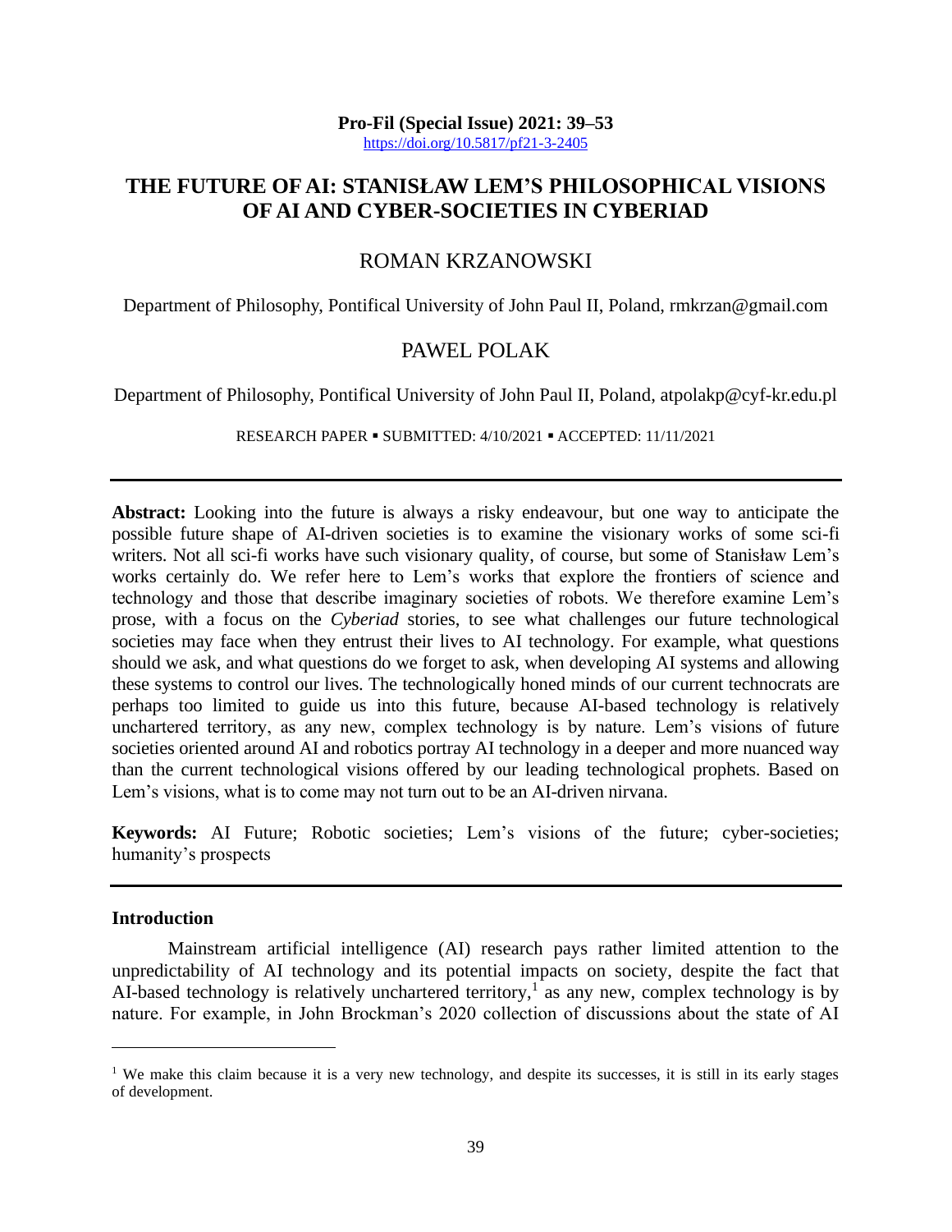# THE FUTURE OF AI: STANISŁAW LEM'S PHILOSOPHICAL VISIONS OF AI AND CYBER-SOCIETIES IN CYBERIAD

ROMAN KRZANOWSKI

Department of Philosophy, Pontifical University of John Paul II, Poland, rmkrzan@gmail.com

PAWEL POLAK

Department of Philosophy, Pontifical University of John Paul II, Poland, atpolakp@cyf-kr.edu.pl

RESEARCH PAPER ▪ SUBMITTED: 4/10/2021 ▪ ACCEPTED: 11/11/2021

---

**Abstract:** Looking into the future is always a risky endeavour, but one way to anticipate the possible future shape of AI-driven societies is to examine the visionary works of some sci-fi writers. Not all sci-fi works have such visionary quality, of course, but some of Stanisław Lem's works certainly do. We refer here to Lem's works that explore the frontiers of science and technology and those that describe imaginary societies of robots. We therefore examine Lem's prose, with a focus on the *Cyberiad* stories, to see what challenges our future technological societies may face when they entrust their lives to AI technology. For example, what questions should we ask, and what questions do we forget to ask, when developing AI systems and allowing these systems to control our lives. The technologically honed minds of our current technocrats are perhaps too limited to guide us into this future, because AI-based technology is relatively unchartered territory, as any new, complex technology is by nature. Lem's visions of future societies oriented around AI and robotics portray AI technology in a deeper and more nuanced way than the current technological visions offered by our leading technological prophets. Based on Lem's visions, what is to come may not turn out to be an AI-driven nirvana.

**Keywords:** AI Future; Robotic societies; Lem's visions of the future; cyber-societies; humanity's prospects

---

## Introduction

Mainstream artificial intelligence (AI) research pays rather limited attention to the unpredictability of AI technology and its potential impacts on society, despite the fact that AI-based technology is relatively unchartered territory,[1] as any new, complex technology is by nature. For example, in John Brockman's 2020 collection of discussions about the state of AI

[1] We make this claim because it is a very new technology, and despite its successes, it is still in its early stages of development.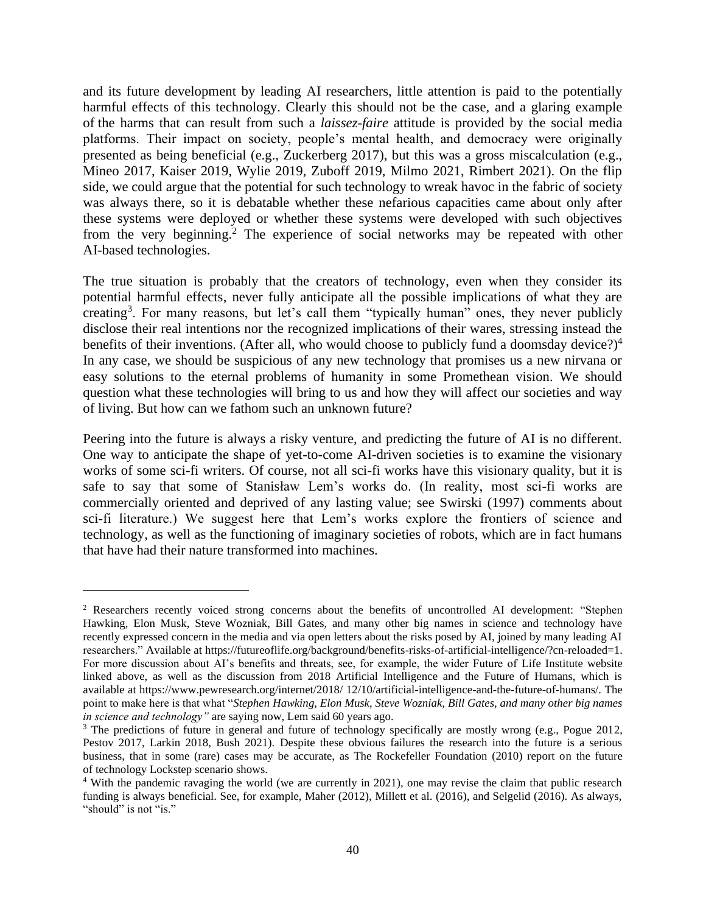and its future development by leading AI researchers, little attention is paid to the potentially harmful effects of this technology. Clearly this should not be the case, and a glaring example of the harms that can result from such a *laissez-faire* attitude is provided by the social media platforms. Their impact on society, people's mental health, and democracy were originally presented as being beneficial (e.g., Zuckerberg 2017), but this was a gross miscalculation (e.g., Mineo 2017, Kaiser 2019, Wylie 2019, Zuboff 2019, Milmo 2021, Rimbert 2021). On the flip side, we could argue that the potential for such technology to wreak havoc in the fabric of society was always there, so it is debatable whether these nefarious capacities came about only after these systems were deployed or whether these systems were developed with such objectives from the very beginning.[2] The experience of social networks may be repeated with other AI-based technologies.

The true situation is probably that the creators of technology, even when they consider its potential harmful effects, never fully anticipate all the possible implications of what they are creating[3]. For many reasons, but let's call them "typically human" ones, they never publicly disclose their real intentions nor the recognized implications of their wares, stressing instead the benefits of their inventions. (After all, who would choose to publicly fund a doomsday device?)[4] In any case, we should be suspicious of any new technology that promises us a new nirvana or easy solutions to the eternal problems of humanity in some Promethean vision. We should question what these technologies will bring to us and how they will affect our societies and way of living. But how can we fathom such an unknown future?

Peering into the future is always a risky venture, and predicting the future of AI is no different. One way to anticipate the shape of yet-to-come AI-driven societies is to examine the visionary works of some sci-fi writers. Of course, not all sci-fi works have this visionary quality, but it is safe to say that some of Stanisław Lem's works do. (In reality, most sci-fi works are commercially oriented and deprived of any lasting value; see Swirski (1997) comments about sci-fi literature.) We suggest here that Lem's works explore the frontiers of science and technology, as well as the functioning of imaginary societies of robots, which are in fact humans that have had their nature transformed into machines.

---

[2] Researchers recently voiced strong concerns about the benefits of uncontrolled AI development: "Stephen Hawking, Elon Musk, Steve Wozniak, Bill Gates, and many other big names in science and technology have recently expressed concern in the media and via open letters about the risks posed by AI, joined by many leading AI researchers." Available at https://futureoflife.org/background/benefits-risks-of-artificial-intelligence/?cn-reloaded=1. For more discussion about AI's benefits and threats, see, for example, the wider Future of Life Institute website linked above, as well as the discussion from 2018 Artificial Intelligence and the Future of Humans, which is available at https://www.pewresearch.org/internet/2018/ 12/10/artificial-intelligence-and-the-future-of-humans/. The point to make here is that what "*Stephen Hawking, Elon Musk, Steve Wozniak, Bill Gates, and many other big names in science and technology"* are saying now, Lem said 60 years ago.

[3] The predictions of future in general and future of technology specifically are mostly wrong (e.g., Pogue 2012, Pestov 2017, Larkin 2018, Bush 2021). Despite these obvious failures the research into the future is a serious business, that in some (rare) cases may be accurate, as The Rockefeller Foundation (2010) report on the future of technology Lockstep scenario shows.

[4] With the pandemic ravaging the world (we are currently in 2021), one may revise the claim that public research funding is always beneficial. See, for example, Maher (2012), Millett et al. (2016), and Selgelid (2016). As always, "should" is not "is."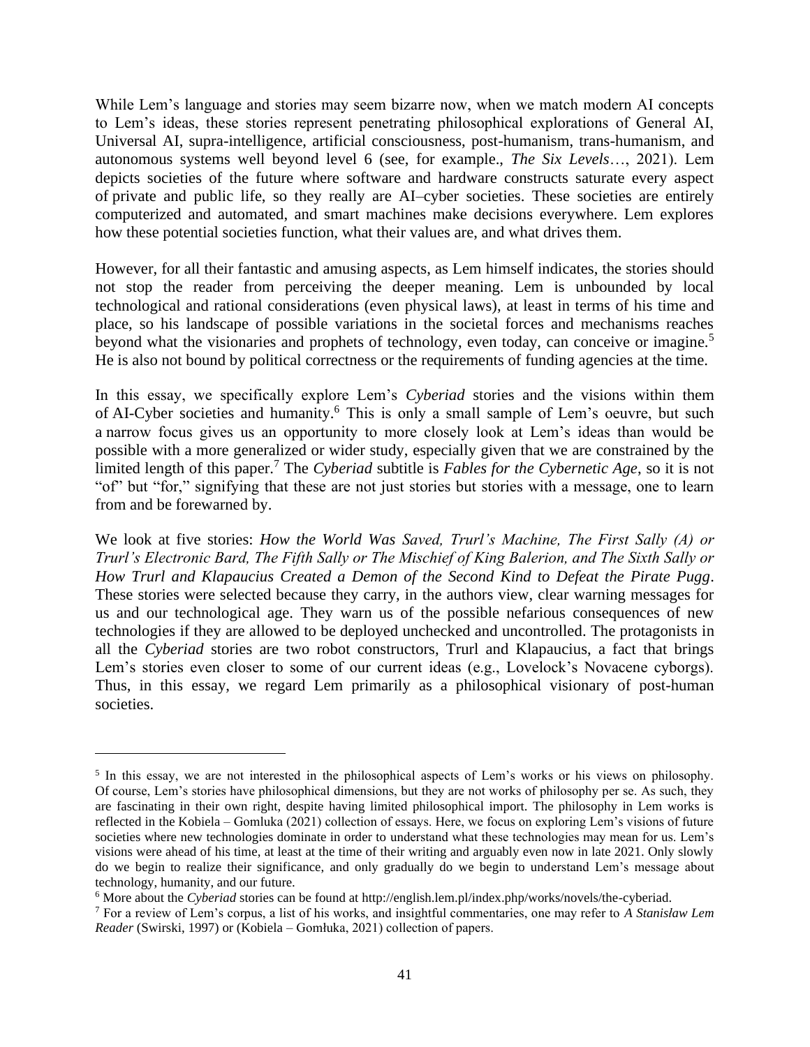While Lem's language and stories may seem bizarre now, when we match modern AI concepts to Lem's ideas, these stories represent penetrating philosophical explorations of General AI, Universal AI, supra-intelligence, artificial consciousness, post-humanism, trans-humanism, and autonomous systems well beyond level 6 (see, for example., *The Six Levels*…, 2021). Lem depicts societies of the future where software and hardware constructs saturate every aspect of private and public life, so they really are AI–cyber societies. These societies are entirely computerized and automated, and smart machines make decisions everywhere. Lem explores how these potential societies function, what their values are, and what drives them.

However, for all their fantastic and amusing aspects, as Lem himself indicates, the stories should not stop the reader from perceiving the deeper meaning. Lem is unbounded by local technological and rational considerations (even physical laws), at least in terms of his time and place, so his landscape of possible variations in the societal forces and mechanisms reaches beyond what the visionaries and prophets of technology, even today, can conceive or imagine.[5] He is also not bound by political correctness or the requirements of funding agencies at the time.

In this essay, we specifically explore Lem's *Cyberiad* stories and the visions within them of AI-Cyber societies and humanity.[6] This is only a small sample of Lem's oeuvre, but such a narrow focus gives us an opportunity to more closely look at Lem's ideas than would be possible with a more generalized or wider study, especially given that we are constrained by the limited length of this paper.[7] The *Cyberiad* subtitle is *Fables for the Cybernetic Age*, so it is not "of" but "for," signifying that these are not just stories but stories with a message, one to learn from and be forewarned by.

We look at five stories: *How the World Was Saved, Trurl's Machine, The First Sally (A) or Trurl's Electronic Bard, The Fifth Sally or The Mischief of King Balerion, and The Sixth Sally or How Trurl and Klapaucius Created a Demon of the Second Kind to Defeat the Pirate Pugg*. These stories were selected because they carry, in the authors view, clear warning messages for us and our technological age. They warn us of the possible nefarious consequences of new technologies if they are allowed to be deployed unchecked and uncontrolled. The protagonists in all the *Cyberiad* stories are two robot constructors, Trurl and Klapaucius, a fact that brings Lem's stories even closer to some of our current ideas (e.g., Lovelock's Novacene cyborgs). Thus, in this essay, we regard Lem primarily as a philosophical visionary of post-human societies.

---

[5] In this essay, we are not interested in the philosophical aspects of Lem's works or his views on philosophy. Of course, Lem's stories have philosophical dimensions, but they are not works of philosophy per se. As such, they are fascinating in their own right, despite having limited philosophical import. The philosophy in Lem works is reflected in the Kobiela – Gomluka (2021) collection of essays. Here, we focus on exploring Lem's visions of future societies where new technologies dominate in order to understand what these technologies may mean for us. Lem's visions were ahead of his time, at least at the time of their writing and arguably even now in late 2021. Only slowly do we begin to realize their significance, and only gradually do we begin to understand Lem's message about technology, humanity, and our future.

[6] More about the *Cyberiad* stories can be found at http://english.lem.pl/index.php/works/novels/the-cyberiad.

[7] For a review of Lem's corpus, a list of his works, and insightful commentaries, one may refer to *A Stanisław Lem Reader* (Swirski, 1997) or (Kobiela – Gomłuka, 2021) collection of papers.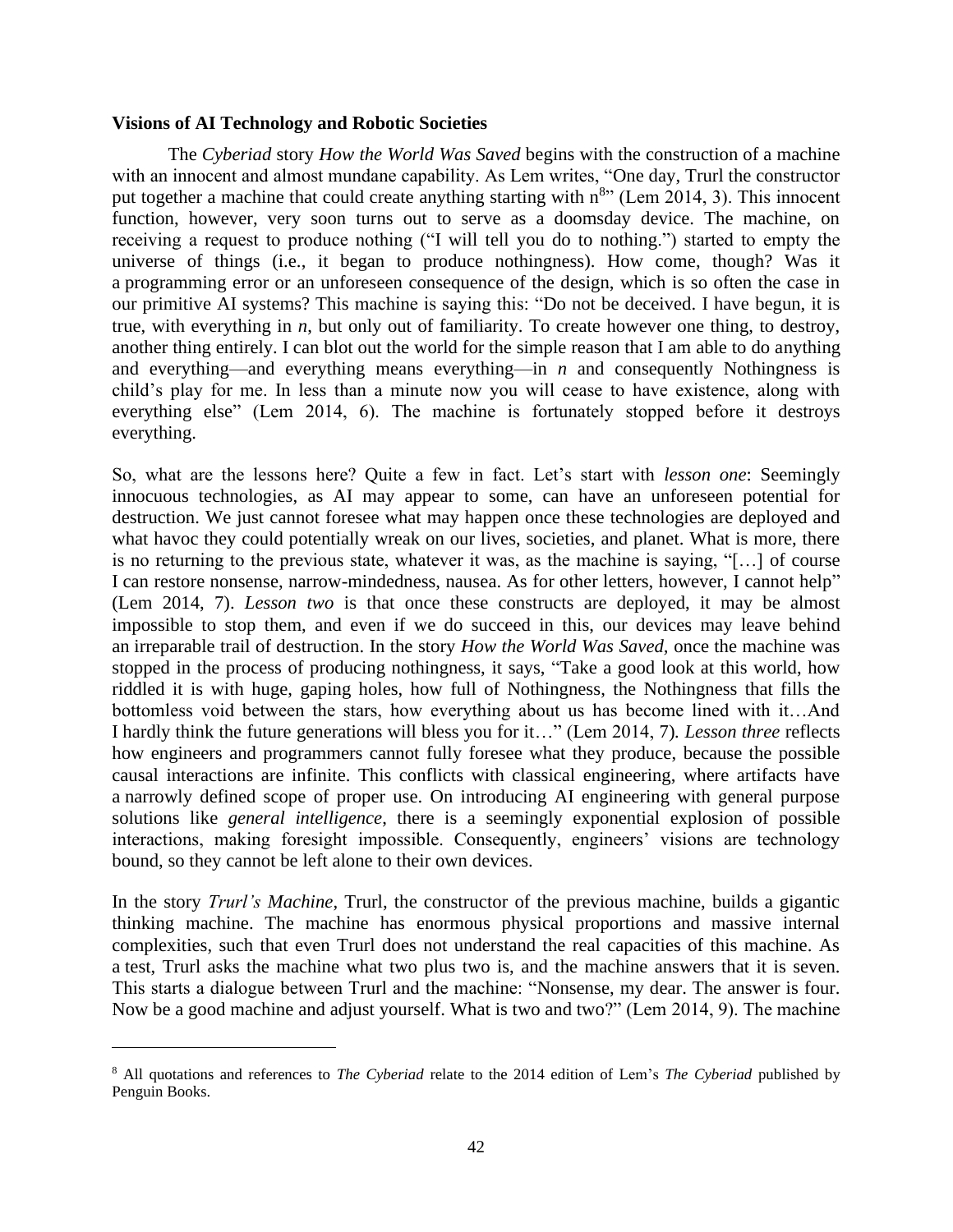### Visions of AI Technology and Robotic Societies

The *Cyberiad* story *How the World Was Saved* begins with the construction of a machine with an innocent and almost mundane capability. As Lem writes, "One day, Trurl the constructor put together a machine that could create anything starting with n[8]" (Lem 2014, 3). This innocent function, however, very soon turns out to serve as a doomsday device. The machine, on receiving a request to produce nothing ("I will tell you do to nothing.") started to empty the universe of things (i.e., it began to produce nothingness). How come, though? Was it a programming error or an unforeseen consequence of the design, which is so often the case in our primitive AI systems? This machine is saying this: "Do not be deceived. I have begun, it is true, with everything in *n*, but only out of familiarity. To create however one thing, to destroy, another thing entirely. I can blot out the world for the simple reason that I am able to do anything and everything—and everything means everything—in *n* and consequently Nothingness is child's play for me. In less than a minute now you will cease to have existence, along with everything else" (Lem 2014, 6). The machine is fortunately stopped before it destroys everything.

So, what are the lessons here? Quite a few in fact. Let's start with *lesson one*: Seemingly innocuous technologies, as AI may appear to some, can have an unforeseen potential for destruction. We just cannot foresee what may happen once these technologies are deployed and what havoc they could potentially wreak on our lives, societies, and planet. What is more, there is no returning to the previous state, whatever it was, as the machine is saying, "[…] of course I can restore nonsense, narrow-mindedness, nausea. As for other letters, however, I cannot help" (Lem 2014, 7). *Lesson two* is that once these constructs are deployed, it may be almost impossible to stop them, and even if we do succeed in this, our devices may leave behind an irreparable trail of destruction. In the story *How the World Was Saved*, once the machine was stopped in the process of producing nothingness, it says, "Take a good look at this world, how riddled it is with huge, gaping holes, how full of Nothingness, the Nothingness that fills the bottomless void between the stars, how everything about us has become lined with it…And I hardly think the future generations will bless you for it…" (Lem 2014, 7). *Lesson three* reflects how engineers and programmers cannot fully foresee what they produce, because the possible causal interactions are infinite. This conflicts with classical engineering, where artifacts have a narrowly defined scope of proper use. On introducing AI engineering with general purpose solutions like *general intelligence*, there is a seemingly exponential explosion of possible interactions, making foresight impossible. Consequently, engineers' visions are technology bound, so they cannot be left alone to their own devices.

In the story *Trurl's Machine*, Trurl, the constructor of the previous machine, builds a gigantic thinking machine. The machine has enormous physical proportions and massive internal complexities, such that even Trurl does not understand the real capacities of this machine. As a test, Trurl asks the machine what two plus two is, and the machine answers that it is seven. This starts a dialogue between Trurl and the machine: "Nonsense, my dear. The answer is four. Now be a good machine and adjust yourself. What is two and two?" (Lem 2014, 9). The machine

[8] All quotations and references to *The Cyberiad* relate to the 2014 edition of Lem's *The Cyberiad* published by Penguin Books.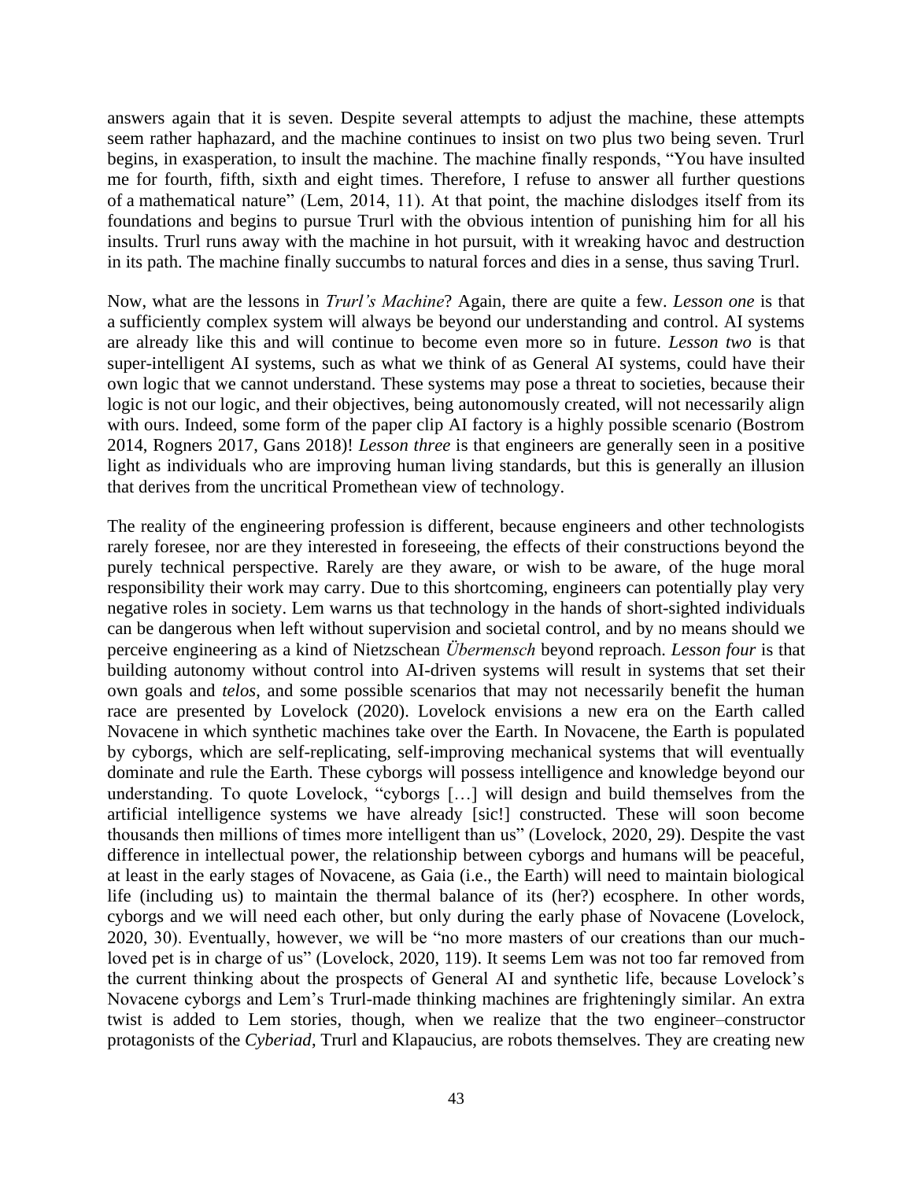answers again that it is seven. Despite several attempts to adjust the machine, these attempts seem rather haphazard, and the machine continues to insist on two plus two being seven. Trurl begins, in exasperation, to insult the machine. The machine finally responds, "You have insulted me for fourth, fifth, sixth and eight times. Therefore, I refuse to answer all further questions of a mathematical nature" (Lem, 2014, 11). At that point, the machine dislodges itself from its foundations and begins to pursue Trurl with the obvious intention of punishing him for all his insults. Trurl runs away with the machine in hot pursuit, with it wreaking havoc and destruction in its path. The machine finally succumbs to natural forces and dies in a sense, thus saving Trurl.

Now, what are the lessons in *Trurl's Machine*? Again, there are quite a few. *Lesson one* is that a sufficiently complex system will always be beyond our understanding and control. AI systems are already like this and will continue to become even more so in future. *Lesson two* is that super-intelligent AI systems, such as what we think of as General AI systems, could have their own logic that we cannot understand. These systems may pose a threat to societies, because their logic is not our logic, and their objectives, being autonomously created, will not necessarily align with ours. Indeed, some form of the paper clip AI factory is a highly possible scenario (Bostrom 2014, Rogners 2017, Gans 2018)! *Lesson three* is that engineers are generally seen in a positive light as individuals who are improving human living standards, but this is generally an illusion that derives from the uncritical Promethean view of technology.

The reality of the engineering profession is different, because engineers and other technologists rarely foresee, nor are they interested in foreseeing, the effects of their constructions beyond the purely technical perspective. Rarely are they aware, or wish to be aware, of the huge moral responsibility their work may carry. Due to this shortcoming, engineers can potentially play very negative roles in society. Lem warns us that technology in the hands of short-sighted individuals can be dangerous when left without supervision and societal control, and by no means should we perceive engineering as a kind of Nietzschean *Übermensch* beyond reproach. *Lesson four* is that building autonomy without control into AI-driven systems will result in systems that set their own goals and *telos*, and some possible scenarios that may not necessarily benefit the human race are presented by Lovelock (2020). Lovelock envisions a new era on the Earth called Novacene in which synthetic machines take over the Earth. In Novacene, the Earth is populated by cyborgs, which are self-replicating, self-improving mechanical systems that will eventually dominate and rule the Earth. These cyborgs will possess intelligence and knowledge beyond our understanding. To quote Lovelock, "cyborgs […] will design and build themselves from the artificial intelligence systems we have already [sic!] constructed. These will soon become thousands then millions of times more intelligent than us" (Lovelock, 2020, 29). Despite the vast difference in intellectual power, the relationship between cyborgs and humans will be peaceful, at least in the early stages of Novacene, as Gaia (i.e., the Earth) will need to maintain biological life (including us) to maintain the thermal balance of its (her?) ecosphere. In other words, cyborgs and we will need each other, but only during the early phase of Novacene (Lovelock, 2020, 30). Eventually, however, we will be "no more masters of our creations than our much-loved pet is in charge of us" (Lovelock, 2020, 119). It seems Lem was not too far removed from the current thinking about the prospects of General AI and synthetic life, because Lovelock's Novacene cyborgs and Lem's Trurl-made thinking machines are frighteningly similar. An extra twist is added to Lem stories, though, when we realize that the two engineer–constructor protagonists of the *Cyberiad*, Trurl and Klapaucius, are robots themselves. They are creating new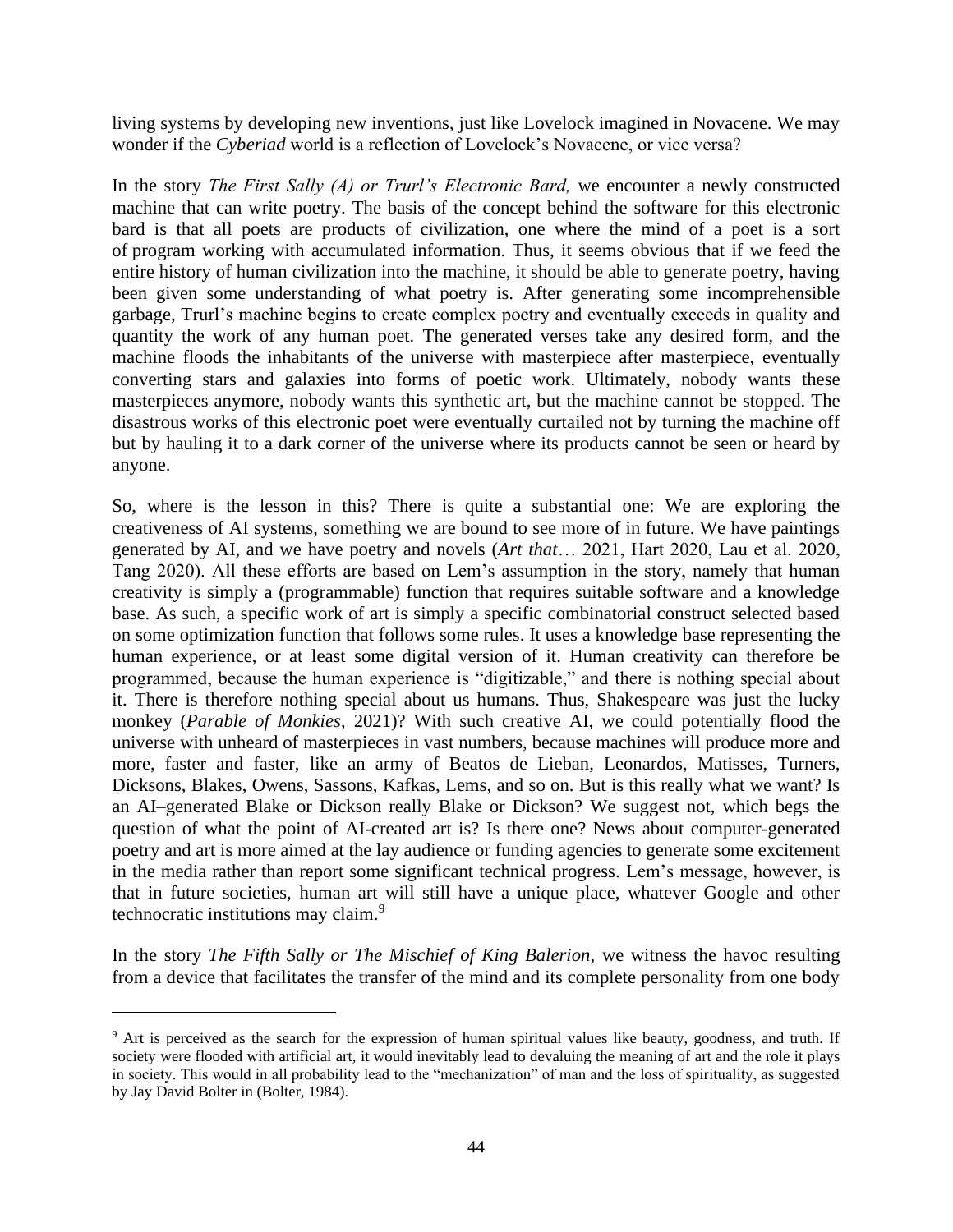living systems by developing new inventions, just like Lovelock imagined in Novacene. We may wonder if the *Cyberiad* world is a reflection of Lovelock's Novacene, or vice versa?

In the story *The First Sally (A) or Trurl's Electronic Bard,* we encounter a newly constructed machine that can write poetry. The basis of the concept behind the software for this electronic bard is that all poets are products of civilization, one where the mind of a poet is a sort of program working with accumulated information. Thus, it seems obvious that if we feed the entire history of human civilization into the machine, it should be able to generate poetry, having been given some understanding of what poetry is. After generating some incomprehensible garbage, Trurl's machine begins to create complex poetry and eventually exceeds in quality and quantity the work of any human poet. The generated verses take any desired form, and the machine floods the inhabitants of the universe with masterpiece after masterpiece, eventually converting stars and galaxies into forms of poetic work. Ultimately, nobody wants these masterpieces anymore, nobody wants this synthetic art, but the machine cannot be stopped. The disastrous works of this electronic poet were eventually curtailed not by turning the machine off but by hauling it to a dark corner of the universe where its products cannot be seen or heard by anyone.

So, where is the lesson in this? There is quite a substantial one: We are exploring the creativeness of AI systems, something we are bound to see more of in future. We have paintings generated by AI, and we have poetry and novels (*Art that*… 2021, Hart 2020, Lau et al. 2020, Tang 2020). All these efforts are based on Lem's assumption in the story, namely that human creativity is simply a (programmable) function that requires suitable software and a knowledge base. As such, a specific work of art is simply a specific combinatorial construct selected based on some optimization function that follows some rules. It uses a knowledge base representing the human experience, or at least some digital version of it. Human creativity can therefore be programmed, because the human experience is "digitizable," and there is nothing special about it. There is therefore nothing special about us humans. Thus, Shakespeare was just the lucky monkey (*Parable of Monkies*, 2021)? With such creative AI, we could potentially flood the universe with unheard of masterpieces in vast numbers, because machines will produce more and more, faster and faster, like an army of Beatos de Lieban, Leonardos, Matisses, Turners, Dicksons, Blakes, Owens, Sassons, Kafkas, Lems, and so on. But is this really what we want? Is an AI–generated Blake or Dickson really Blake or Dickson? We suggest not, which begs the question of what the point of AI-created art is? Is there one? News about computer-generated poetry and art is more aimed at the lay audience or funding agencies to generate some excitement in the media rather than report some significant technical progress. Lem's message, however, is that in future societies, human art will still have a unique place, whatever Google and other technocratic institutions may claim.[9]

In the story *The Fifth Sally or The Mischief of King Balerion*, we witness the havoc resulting from a device that facilitates the transfer of the mind and its complete personality from one body

---

[9] Art is perceived as the search for the expression of human spiritual values like beauty, goodness, and truth. If society were flooded with artificial art, it would inevitably lead to devaluing the meaning of art and the role it plays in society. This would in all probability lead to the "mechanization" of man and the loss of spirituality, as suggested by Jay David Bolter in (Bolter, 1984).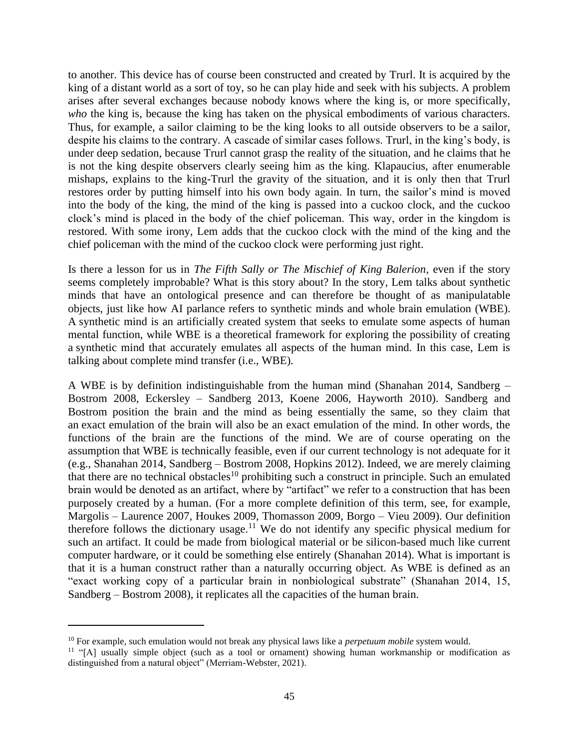to another. This device has of course been constructed and created by Trurl. It is acquired by the king of a distant world as a sort of toy, so he can play hide and seek with his subjects. A problem arises after several exchanges because nobody knows where the king is, or more specifically, *who* the king is, because the king has taken on the physical embodiments of various characters. Thus, for example, a sailor claiming to be the king looks to all outside observers to be a sailor, despite his claims to the contrary. A cascade of similar cases follows. Trurl, in the king's body, is under deep sedation, because Trurl cannot grasp the reality of the situation, and he claims that he is not the king despite observers clearly seeing him as the king. Klapaucius, after enumerable mishaps, explains to the king-Trurl the gravity of the situation, and it is only then that Trurl restores order by putting himself into his own body again. In turn, the sailor's mind is moved into the body of the king, the mind of the king is passed into a cuckoo clock, and the cuckoo clock's mind is placed in the body of the chief policeman. This way, order in the kingdom is restored. With some irony, Lem adds that the cuckoo clock with the mind of the king and the chief policeman with the mind of the cuckoo clock were performing just right.

Is there a lesson for us in *The Fifth Sally or The Mischief of King Balerion*, even if the story seems completely improbable? What is this story about? In the story, Lem talks about synthetic minds that have an ontological presence and can therefore be thought of as manipulatable objects, just like how AI parlance refers to synthetic minds and whole brain emulation (WBE). A synthetic mind is an artificially created system that seeks to emulate some aspects of human mental function, while WBE is a theoretical framework for exploring the possibility of creating a synthetic mind that accurately emulates all aspects of the human mind. In this case, Lem is talking about complete mind transfer (i.e., WBE).

A WBE is by definition indistinguishable from the human mind (Shanahan 2014, Sandberg – Bostrom 2008, Eckersley – Sandberg 2013, Koene 2006, Hayworth 2010). Sandberg and Bostrom position the brain and the mind as being essentially the same, so they claim that an exact emulation of the brain will also be an exact emulation of the mind. In other words, the functions of the brain are the functions of the mind. We are of course operating on the assumption that WBE is technically feasible, even if our current technology is not adequate for it (e.g., Shanahan 2014, Sandberg – Bostrom 2008, Hopkins 2012). Indeed, we are merely claiming that there are no technical obstacles[10] prohibiting such a construct in principle. Such an emulated brain would be denoted as an artifact, where by "artifact" we refer to a construction that has been purposely created by a human. (For a more complete definition of this term, see, for example, Margolis – Laurence 2007, Houkes 2009, Thomasson 2009, Borgo – Vieu 2009). Our definition therefore follows the dictionary usage.[11] We do not identify any specific physical medium for such an artifact. It could be made from biological material or be silicon-based much like current computer hardware, or it could be something else entirely (Shanahan 2014). What is important is that it is a human construct rather than a naturally occurring object. As WBE is defined as an "exact working copy of a particular brain in nonbiological substrate" (Shanahan 2014, 15, Sandberg – Bostrom 2008), it replicates all the capacities of the human brain.

[10] For example, such emulation would not break any physical laws like a *perpetuum mobile* system would.

[11] "[A] usually simple object (such as a tool or ornament) showing human workmanship or modification as distinguished from a natural object" (Merriam-Webster, 2021).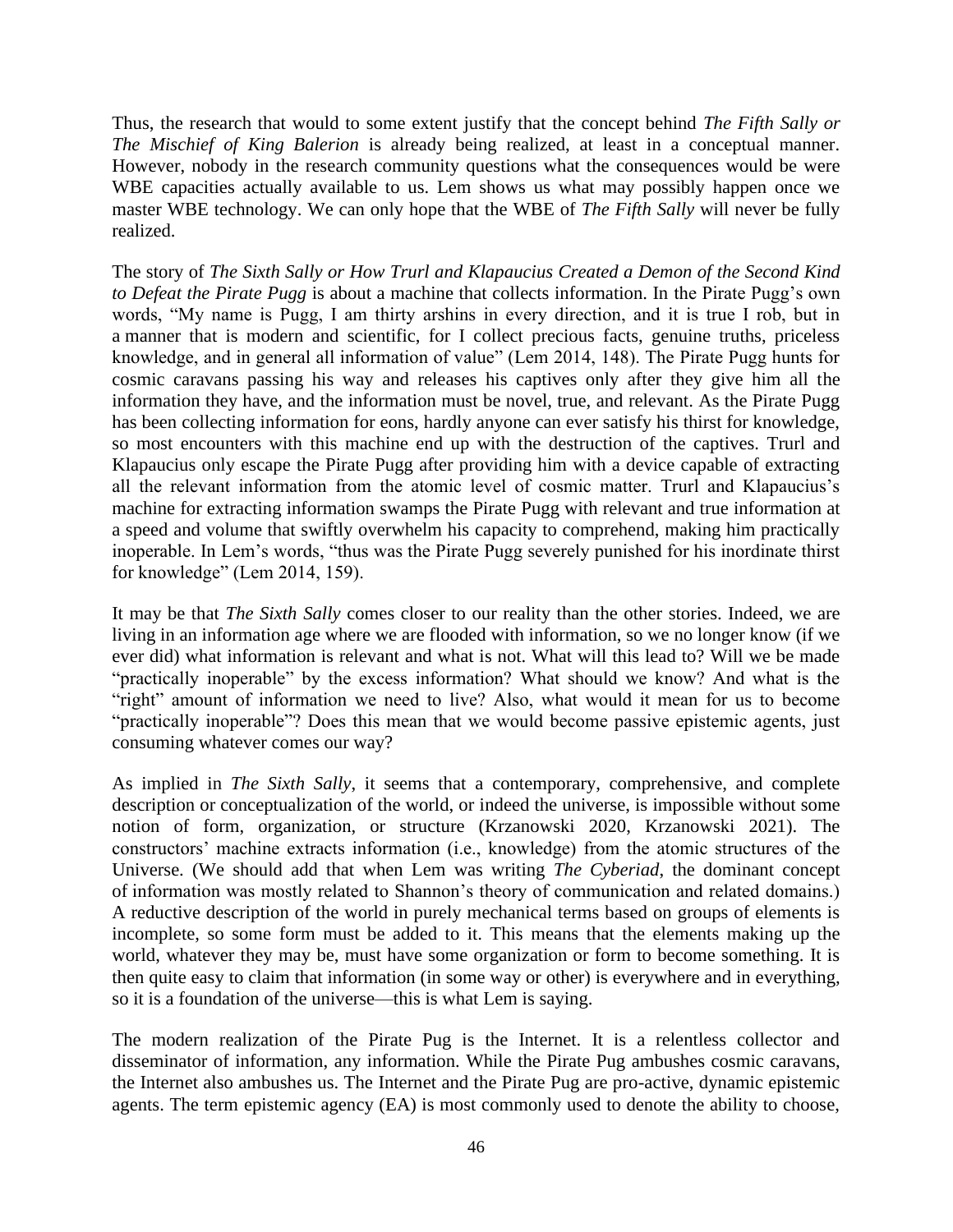Thus, the research that would to some extent justify that the concept behind *The Fifth Sally or The Mischief of King Balerion* is already being realized, at least in a conceptual manner. However, nobody in the research community questions what the consequences would be were WBE capacities actually available to us. Lem shows us what may possibly happen once we master WBE technology. We can only hope that the WBE of *The Fifth Sally* will never be fully realized.

The story of *The Sixth Sally or How Trurl and Klapaucius Created a Demon of the Second Kind to Defeat the Pirate Pugg* is about a machine that collects information. In the Pirate Pugg's own words, "My name is Pugg, I am thirty arshins in every direction, and it is true I rob, but in a manner that is modern and scientific, for I collect precious facts, genuine truths, priceless knowledge, and in general all information of value" (Lem 2014, 148). The Pirate Pugg hunts for cosmic caravans passing his way and releases his captives only after they give him all the information they have, and the information must be novel, true, and relevant. As the Pirate Pugg has been collecting information for eons, hardly anyone can ever satisfy his thirst for knowledge, so most encounters with this machine end up with the destruction of the captives. Trurl and Klapaucius only escape the Pirate Pugg after providing him with a device capable of extracting all the relevant information from the atomic level of cosmic matter. Trurl and Klapaucius's machine for extracting information swamps the Pirate Pugg with relevant and true information at a speed and volume that swiftly overwhelm his capacity to comprehend, making him practically inoperable. In Lem's words, "thus was the Pirate Pugg severely punished for his inordinate thirst for knowledge" (Lem 2014, 159).

It may be that *The Sixth Sally* comes closer to our reality than the other stories. Indeed, we are living in an information age where we are flooded with information, so we no longer know (if we ever did) what information is relevant and what is not. What will this lead to? Will we be made "practically inoperable" by the excess information? What should we know? And what is the "right" amount of information we need to live? Also, what would it mean for us to become "practically inoperable"? Does this mean that we would become passive epistemic agents, just consuming whatever comes our way?

As implied in *The Sixth Sally*, it seems that a contemporary, comprehensive, and complete description or conceptualization of the world, or indeed the universe, is impossible without some notion of form, organization, or structure (Krzanowski 2020, Krzanowski 2021). The constructors' machine extracts information (i.e., knowledge) from the atomic structures of the Universe. (We should add that when Lem was writing *The Cyberiad*, the dominant concept of information was mostly related to Shannon's theory of communication and related domains.) A reductive description of the world in purely mechanical terms based on groups of elements is incomplete, so some form must be added to it. This means that the elements making up the world, whatever they may be, must have some organization or form to become something. It is then quite easy to claim that information (in some way or other) is everywhere and in everything, so it is a foundation of the universe—this is what Lem is saying.

The modern realization of the Pirate Pug is the Internet. It is a relentless collector and disseminator of information, any information. While the Pirate Pug ambushes cosmic caravans, the Internet also ambushes us. The Internet and the Pirate Pug are pro-active, dynamic epistemic agents. The term epistemic agency (EA) is most commonly used to denote the ability to choose,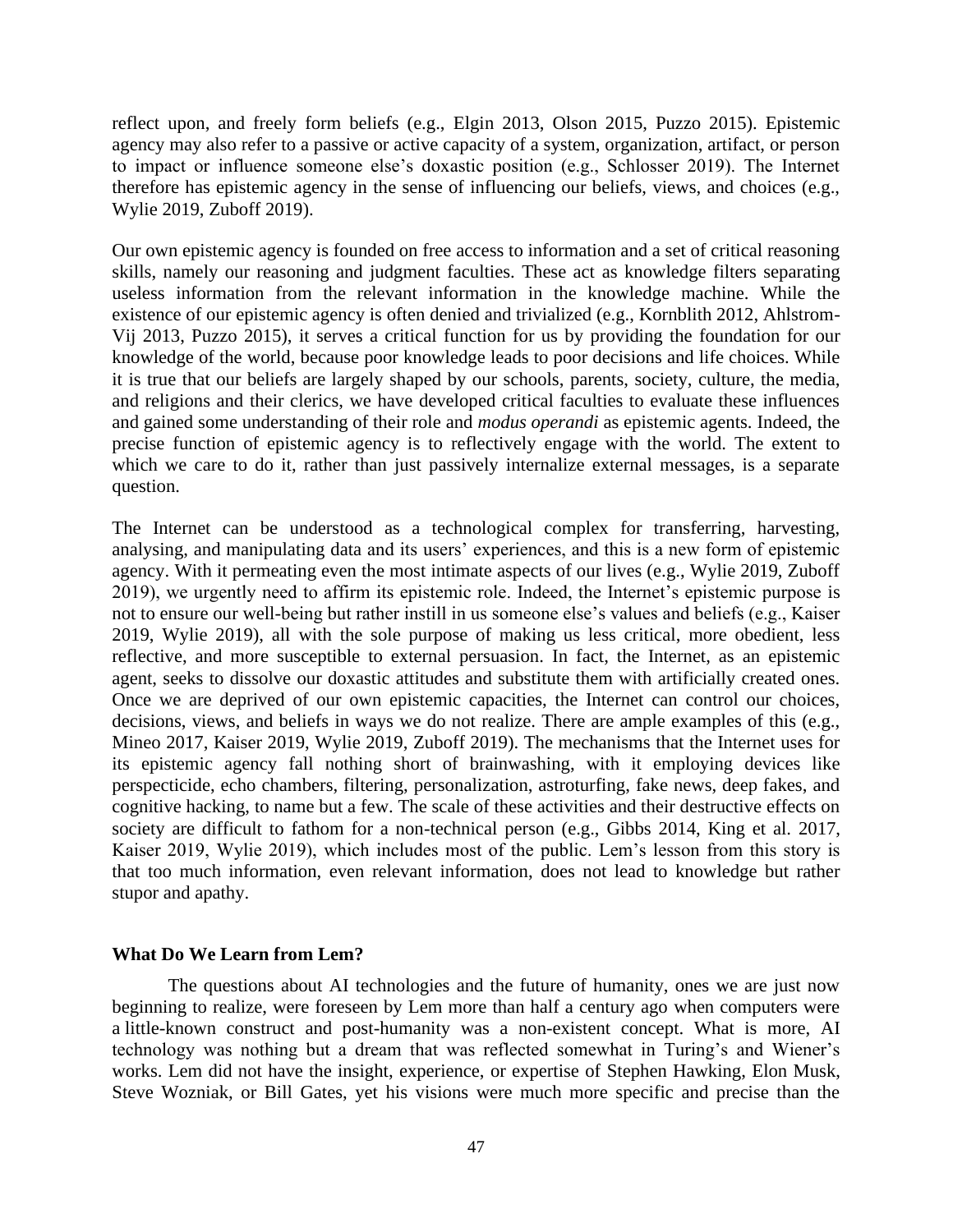reflect upon, and freely form beliefs (e.g., Elgin 2013, Olson 2015, Puzzo 2015). Epistemic agency may also refer to a passive or active capacity of a system, organization, artifact, or person to impact or influence someone else's doxastic position (e.g., Schlosser 2019). The Internet therefore has epistemic agency in the sense of influencing our beliefs, views, and choices (e.g., Wylie 2019, Zuboff 2019).

Our own epistemic agency is founded on free access to information and a set of critical reasoning skills, namely our reasoning and judgment faculties. These act as knowledge filters separating useless information from the relevant information in the knowledge machine. While the existence of our epistemic agency is often denied and trivialized (e.g., Kornblith 2012, Ahlstrom-Vij 2013, Puzzo 2015), it serves a critical function for us by providing the foundation for our knowledge of the world, because poor knowledge leads to poor decisions and life choices. While it is true that our beliefs are largely shaped by our schools, parents, society, culture, the media, and religions and their clerics, we have developed critical faculties to evaluate these influences and gained some understanding of their role and *modus operandi* as epistemic agents. Indeed, the precise function of epistemic agency is to reflectively engage with the world. The extent to which we care to do it, rather than just passively internalize external messages, is a separate question.

The Internet can be understood as a technological complex for transferring, harvesting, analysing, and manipulating data and its users' experiences, and this is a new form of epistemic agency. With it permeating even the most intimate aspects of our lives (e.g., Wylie 2019, Zuboff 2019), we urgently need to affirm its epistemic role. Indeed, the Internet's epistemic purpose is not to ensure our well-being but rather instill in us someone else's values and beliefs (e.g., Kaiser 2019, Wylie 2019), all with the sole purpose of making us less critical, more obedient, less reflective, and more susceptible to external persuasion. In fact, the Internet, as an epistemic agent, seeks to dissolve our doxastic attitudes and substitute them with artificially created ones. Once we are deprived of our own epistemic capacities, the Internet can control our choices, decisions, views, and beliefs in ways we do not realize. There are ample examples of this (e.g., Mineo 2017, Kaiser 2019, Wylie 2019, Zuboff 2019). The mechanisms that the Internet uses for its epistemic agency fall nothing short of brainwashing, with it employing devices like perspecticide, echo chambers, filtering, personalization, astroturfing, fake news, deep fakes, and cognitive hacking, to name but a few. The scale of these activities and their destructive effects on society are difficult to fathom for a non-technical person (e.g., Gibbs 2014, King et al. 2017, Kaiser 2019, Wylie 2019), which includes most of the public. Lem's lesson from this story is that too much information, even relevant information, does not lead to knowledge but rather stupor and apathy.

## What Do We Learn from Lem?

The questions about AI technologies and the future of humanity, ones we are just now beginning to realize, were foreseen by Lem more than half a century ago when computers were a little-known construct and post-humanity was a non-existent concept. What is more, AI technology was nothing but a dream that was reflected somewhat in Turing's and Wiener's works. Lem did not have the insight, experience, or expertise of Stephen Hawking, Elon Musk, Steve Wozniak, or Bill Gates, yet his visions were much more specific and precise than the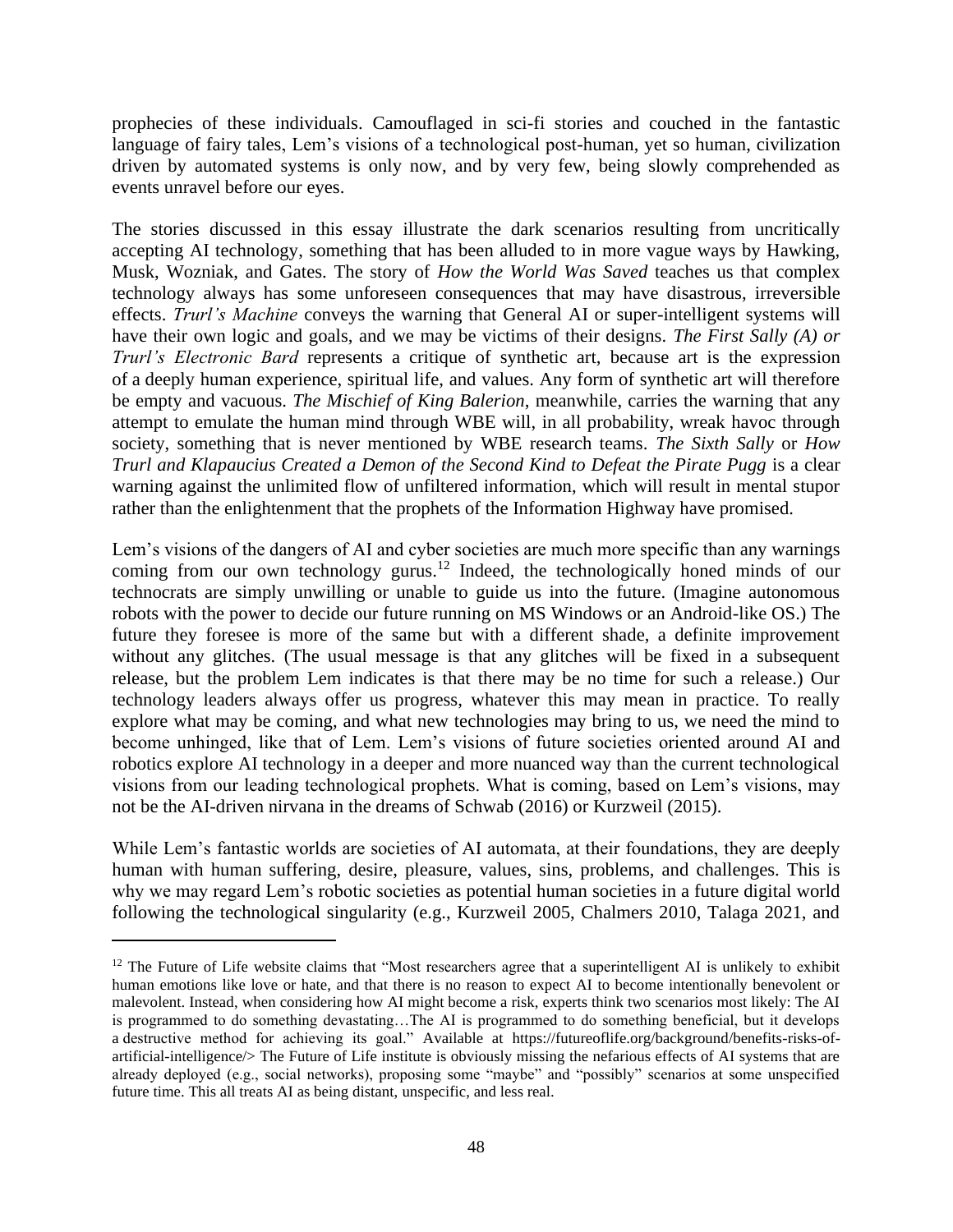prophecies of these individuals. Camouflaged in sci-fi stories and couched in the fantastic language of fairy tales, Lem's visions of a technological post-human, yet so human, civilization driven by automated systems is only now, and by very few, being slowly comprehended as events unravel before our eyes.

The stories discussed in this essay illustrate the dark scenarios resulting from uncritically accepting AI technology, something that has been alluded to in more vague ways by Hawking, Musk, Wozniak, and Gates. The story of *How the World Was Saved* teaches us that complex technology always has some unforeseen consequences that may have disastrous, irreversible effects. *Trurl's Machine* conveys the warning that General AI or super-intelligent systems will have their own logic and goals, and we may be victims of their designs. *The First Sally (A) or Trurl's Electronic Bard* represents a critique of synthetic art, because art is the expression of a deeply human experience, spiritual life, and values. Any form of synthetic art will therefore be empty and vacuous. *The Mischief of King Balerion*, meanwhile, carries the warning that any attempt to emulate the human mind through WBE will, in all probability, wreak havoc through society, something that is never mentioned by WBE research teams. *The Sixth Sally* or *How Trurl and Klapaucius Created a Demon of the Second Kind to Defeat the Pirate Pugg* is a clear warning against the unlimited flow of unfiltered information, which will result in mental stupor rather than the enlightenment that the prophets of the Information Highway have promised.

Lem's visions of the dangers of AI and cyber societies are much more specific than any warnings coming from our own technology gurus.[12] Indeed, the technologically honed minds of our technocrats are simply unwilling or unable to guide us into the future. (Imagine autonomous robots with the power to decide our future running on MS Windows or an Android-like OS.) The future they foresee is more of the same but with a different shade, a definite improvement without any glitches. (The usual message is that any glitches will be fixed in a subsequent release, but the problem Lem indicates is that there may be no time for such a release.) Our technology leaders always offer us progress, whatever this may mean in practice. To really explore what may be coming, and what new technologies may bring to us, we need the mind to become unhinged, like that of Lem. Lem's visions of future societies oriented around AI and robotics explore AI technology in a deeper and more nuanced way than the current technological visions from our leading technological prophets. What is coming, based on Lem's visions, may not be the AI-driven nirvana in the dreams of Schwab (2016) or Kurzweil (2015).

While Lem's fantastic worlds are societies of AI automata, at their foundations, they are deeply human with human suffering, desire, pleasure, values, sins, problems, and challenges. This is why we may regard Lem's robotic societies as potential human societies in a future digital world following the technological singularity (e.g., Kurzweil 2005, Chalmers 2010, Talaga 2021, and

[12] The Future of Life website claims that "Most researchers agree that a superintelligent AI is unlikely to exhibit human emotions like love or hate, and that there is no reason to expect AI to become intentionally benevolent or malevolent. Instead, when considering how AI might become a risk, experts think two scenarios most likely: The AI is programmed to do something devastating…The AI is programmed to do something beneficial, but it develops a destructive method for achieving its goal." Available at https://futureoflife.org/background/benefits-risks-of-artificial-intelligence/> The Future of Life institute is obviously missing the nefarious effects of AI systems that are already deployed (e.g., social networks), proposing some "maybe" and "possibly" scenarios at some unspecified future time. This all treats AI as being distant, unspecific, and less real.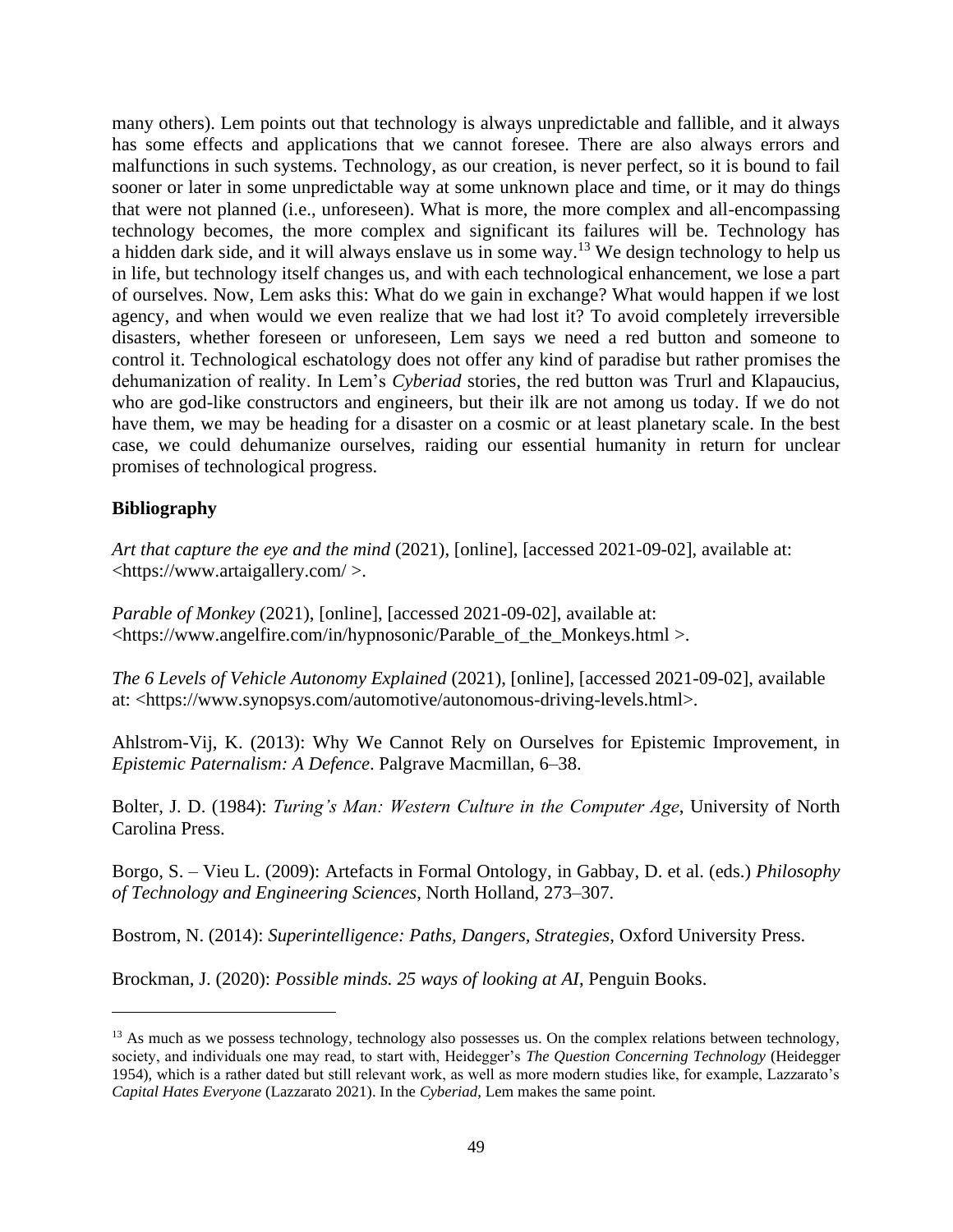many others). Lem points out that technology is always unpredictable and fallible, and it always has some effects and applications that we cannot foresee. There are also always errors and malfunctions in such systems. Technology, as our creation, is never perfect, so it is bound to fail sooner or later in some unpredictable way at some unknown place and time, or it may do things that were not planned (i.e., unforeseen). What is more, the more complex and all-encompassing technology becomes, the more complex and significant its failures will be. Technology has a hidden dark side, and it will always enslave us in some way.[13] We design technology to help us in life, but technology itself changes us, and with each technological enhancement, we lose a part of ourselves. Now, Lem asks this: What do we gain in exchange? What would happen if we lost agency, and when would we even realize that we had lost it? To avoid completely irreversible disasters, whether foreseen or unforeseen, Lem says we need a red button and someone to control it. Technological eschatology does not offer any kind of paradise but rather promises the dehumanization of reality. In Lem's *Cyberiad* stories, the red button was Trurl and Klapaucius, who are god-like constructors and engineers, but their ilk are not among us today. If we do not have them, we may be heading for a disaster on a cosmic or at least planetary scale. In the best case, we could dehumanize ourselves, raiding our essential humanity in return for unclear promises of technological progress.

**Bibliography**

*Art that capture the eye and the mind* (2021), [online], [accessed 2021-09-02], available at: <https://www.artaigallery.com/ >.

*Parable of Monkey* (2021), [online], [accessed 2021-09-02], available at: <https://www.angelfire.com/in/hypnosonic/Parable_of_the_Monkeys.html >.

*The 6 Levels of Vehicle Autonomy Explained* (2021), [online], [accessed 2021-09-02], available at: <https://www.synopsys.com/automotive/autonomous-driving-levels.html>.

Ahlstrom-Vij, K. (2013): Why We Cannot Rely on Ourselves for Epistemic Improvement, in *Epistemic Paternalism: A Defence*. Palgrave Macmillan, 6–38.

Bolter, J. D. (1984): *Turing's Man: Western Culture in the Computer Age*, University of North Carolina Press.

Borgo, S. – Vieu L. (2009): Artefacts in Formal Ontology, in Gabbay, D. et al. (eds.) *Philosophy of Technology and Engineering Sciences*, North Holland, 273–307.

Bostrom, N. (2014): *Superintelligence: Paths, Dangers, Strategies*, Oxford University Press.

Brockman, J. (2020): *Possible minds. 25 ways of looking at AI*, Penguin Books.

[13] As much as we possess technology, technology also possesses us. On the complex relations between technology, society, and individuals one may read, to start with, Heidegger's *The Question Concerning Technology* (Heidegger 1954), which is a rather dated but still relevant work, as well as more modern studies like, for example, Lazzarato's *Capital Hates Everyone* (Lazzarato 2021). In the *Cyberiad*, Lem makes the same point.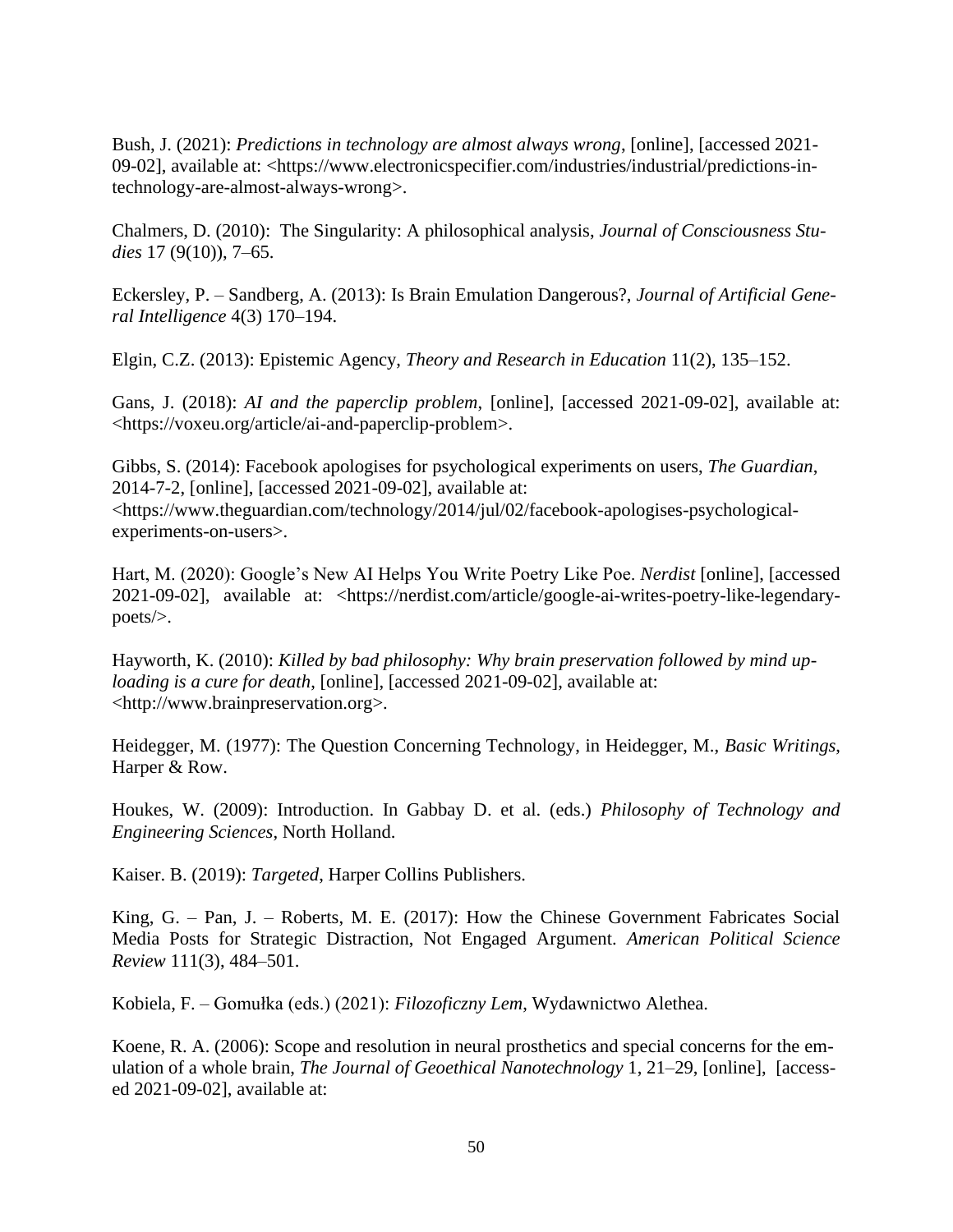Bush, J. (2021): *Predictions in technology are almost always wrong*, [online], [accessed 2021-09-02], available at: <https://www.electronicspecifier.com/industries/industrial/predictions-in-technology-are-almost-always-wrong>.

Chalmers, D. (2010): The Singularity: A philosophical analysis, *Journal of Consciousness Studies* 17 (9(10)), 7–65.

Eckersley, P. – Sandberg, A. (2013): Is Brain Emulation Dangerous?, *Journal of Artificial General Intelligence* 4(3) 170–194.

Elgin, C.Z. (2013): Epistemic Agency, *Theory and Research in Education* 11(2), 135–152.

Gans, J. (2018): *AI and the paperclip problem*, [online], [accessed 2021-09-02], available at: <https://voxeu.org/article/ai-and-paperclip-problem>.

Gibbs, S. (2014): Facebook apologises for psychological experiments on users, *The Guardian*, 2014-7-2, [online], [accessed 2021-09-02], available at: <https://www.theguardian.com/technology/2014/jul/02/facebook-apologises-psychological-experiments-on-users>.

Hart, M. (2020): Google's New AI Helps You Write Poetry Like Poe. *Nerdist* [online], [accessed 2021-09-02], available at: <https://nerdist.com/article/google-ai-writes-poetry-like-legendary-poets/>.

Hayworth, K. (2010): *Killed by bad philosophy: Why brain preservation followed by mind uploading is a cure for death*, [online], [accessed 2021-09-02], available at: <http://www.brainpreservation.org>.

Heidegger, M. (1977): The Question Concerning Technology, in Heidegger, M., *Basic Writings*, Harper & Row.

Houkes, W. (2009): Introduction. In Gabbay D. et al. (eds.) *Philosophy of Technology and Engineering Sciences*, North Holland.

Kaiser. B. (2019): *Targeted*, Harper Collins Publishers.

King, G. – Pan, J. – Roberts, M. E. (2017): How the Chinese Government Fabricates Social Media Posts for Strategic Distraction, Not Engaged Argument. *American Political Science Review* 111(3), 484–501.

Kobiela, F. – Gomułka (eds.) (2021): *Filozoficzny Lem*, Wydawnictwo Alethea.

Koene, R. A. (2006): Scope and resolution in neural prosthetics and special concerns for the emulation of a whole brain, *The Journal of Geoethical Nanotechnology* 1, 21–29, [online], [accessed 2021-09-02], available at: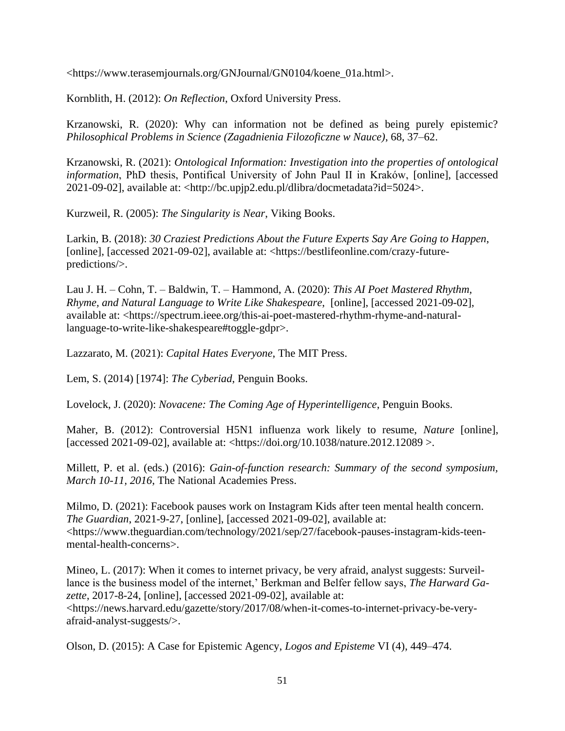<https://www.terasemjournals.org/GNJournal/GN0104/koene_01a.html>.

Kornblith, H. (2012): *On Reflection*, Oxford University Press.

Krzanowski, R. (2020): Why can information not be defined as being purely epistemic? *Philosophical Problems in Science (Zagadnienia Filozoficzne w Nauce)*, 68, 37–62.

Krzanowski, R. (2021): *Ontological Information: Investigation into the properties of ontological information*, PhD thesis, Pontifical University of John Paul II in Kraków, [online], [accessed 2021-09-02], available at: <http://bc.upjp2.edu.pl/dlibra/docmetadata?id=5024>.

Kurzweil, R. (2005): *The Singularity is Near*, Viking Books.

Larkin, B. (2018): *30 Craziest Predictions About the Future Experts Say Are Going to Happen*, [online], [accessed 2021-09-02], available at: <https://bestlifeonline.com/crazy-future-predictions/>.

Lau J. H. – Cohn, T. – Baldwin, T. – Hammond, A. (2020): *This AI Poet Mastered Rhythm, Rhyme, and Natural Language to Write Like Shakespeare*, [online], [accessed 2021-09-02], available at: <https://spectrum.ieee.org/this-ai-poet-mastered-rhythm-rhyme-and-natural-language-to-write-like-shakespeare#toggle-gdpr>.

Lazzarato, M. (2021): *Capital Hates Everyone*, The MIT Press.

Lem, S. (2014) [1974]: *The Cyberiad*, Penguin Books.

Lovelock, J. (2020): *Novacene: The Coming Age of Hyperintelligence*, Penguin Books.

Maher, B. (2012): Controversial H5N1 influenza work likely to resume, *Nature* [online], [accessed 2021-09-02], available at: <https://doi.org/10.1038/nature.2012.12089 >.

Millett, P. et al. (eds.) (2016): *Gain-of-function research: Summary of the second symposium, March 10-11, 2016*, The National Academies Press.

Milmo, D. (2021): Facebook pauses work on Instagram Kids after teen mental health concern. *The Guardian*, 2021-9-27, [online], [accessed 2021-09-02], available at: <https://www.theguardian.com/technology/2021/sep/27/facebook-pauses-instagram-kids-teen-mental-health-concerns>.

Mineo, L. (2017): When it comes to internet privacy, be very afraid, analyst suggests: Surveillance is the business model of the internet,' Berkman and Belfer fellow says, *The Harward Gazette*, 2017-8-24, [online], [accessed 2021-09-02], available at: <https://news.harvard.edu/gazette/story/2017/08/when-it-comes-to-internet-privacy-be-very-afraid-analyst-suggests/>.

Olson, D. (2015): A Case for Epistemic Agency, *Logos and Episteme* VI (4), 449–474.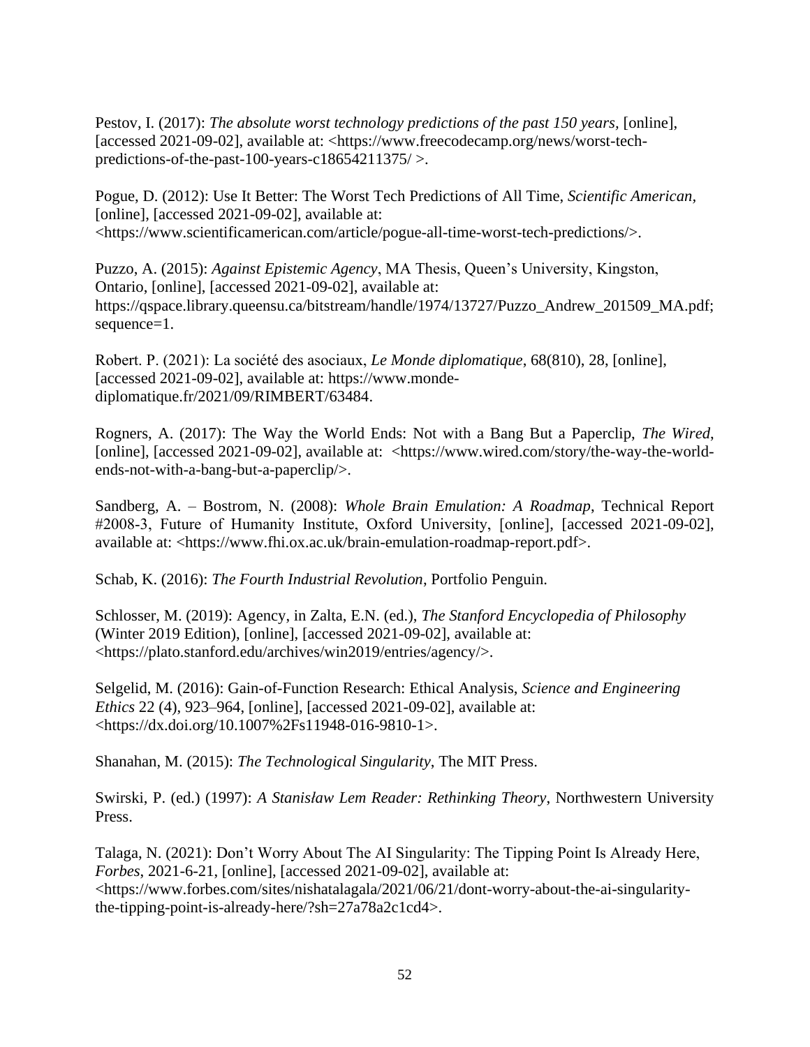Pestov, I. (2017): *The absolute worst technology predictions of the past 150 years*, [online], [accessed 2021-09-02], available at: <https://www.freecodecamp.org/news/worst-tech-predictions-of-the-past-100-years-c18654211375/ >.

Pogue, D. (2012): Use It Better: The Worst Tech Predictions of All Time, *Scientific American*, [online], [accessed 2021-09-02], available at: <https://www.scientificamerican.com/article/pogue-all-time-worst-tech-predictions/>.

Puzzo, A. (2015): *Against Epistemic Agency*, MA Thesis, Queen's University, Kingston, Ontario, [online], [accessed 2021-09-02], available at: https://qspace.library.queensu.ca/bitstream/handle/1974/13727/Puzzo_Andrew_201509_MA.pdf;sequence=1.

Robert. P. (2021): La société des asociaux, *Le Monde diplomatique*, 68(810), 28, [online], [accessed 2021-09-02], available at: https://www.monde-diplomatique.fr/2021/09/RIMBERT/63484.

Rogners, A. (2017): The Way the World Ends: Not with a Bang But a Paperclip, *The Wired*, [online], [accessed 2021-09-02], available at: <https://www.wired.com/story/the-way-the-world-ends-not-with-a-bang-but-a-paperclip/>.

Sandberg, A. – Bostrom, N. (2008): *Whole Brain Emulation: A Roadmap*, Technical Report #2008-3, Future of Humanity Institute, Oxford University, [online], [accessed 2021-09-02], available at: <https://www.fhi.ox.ac.uk/brain-emulation-roadmap-report.pdf>.

Schab, K. (2016): *The Fourth Industrial Revolution*, Portfolio Penguin.

Schlosser, M. (2019): Agency, in Zalta, E.N. (ed.), *The Stanford Encyclopedia of Philosophy* (Winter 2019 Edition), [online], [accessed 2021-09-02], available at: <https://plato.stanford.edu/archives/win2019/entries/agency/>.

Selgelid, M. (2016): Gain-of-Function Research: Ethical Analysis, *Science and Engineering Ethics* 22 (4), 923–964, [online], [accessed 2021-09-02], available at: <https://dx.doi.org/10.1007%2Fs11948-016-9810-1>.

Shanahan, M. (2015): *The Technological Singularity*, The MIT Press.

Swirski, P. (ed.) (1997): *A Stanisław Lem Reader: Rethinking Theory*, Northwestern University Press.

Talaga, N. (2021): Don't Worry About The AI Singularity: The Tipping Point Is Already Here, *Forbes*, 2021-6-21, [online], [accessed 2021-09-02], available at: <https://www.forbes.com/sites/nishatalagala/2021/06/21/dont-worry-about-the-ai-singularity-the-tipping-point-is-already-here/?sh=27a78a2c1cd4>.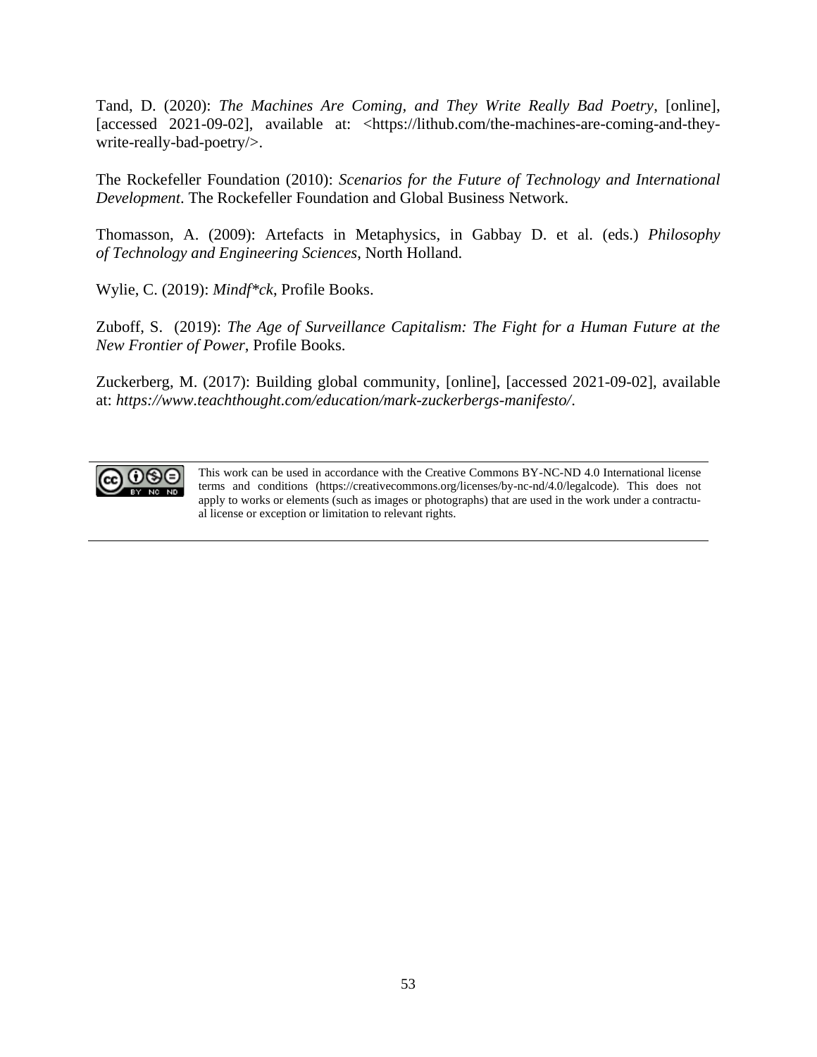Tand, D. (2020): *The Machines Are Coming, and They Write Really Bad Poetry*, [online], [accessed 2021-09-02], available at: <https://lithub.com/the-machines-are-coming-and-they-write-really-bad-poetry/>.

The Rockefeller Foundation (2010): *Scenarios for the Future of Technology and International Development*. The Rockefeller Foundation and Global Business Network.

Thomasson, A. (2009): Artefacts in Metaphysics, in Gabbay D. et al. (eds.) *Philosophy of Technology and Engineering Sciences*, North Holland.

Wylie, C. (2019): *Mindf*ck*, Profile Books.

Zuboff, S. (2019): *The Age of Surveillance Capitalism: The Fight for a Human Future at the New Frontier of Power*, Profile Books.

Zuckerberg, M. (2017): Building global community, [online], [accessed 2021-09-02], available at: *https://www.teachthought.com/education/mark-zuckerbergs-manifesto/*.

This work can be used in accordance with the Creative Commons BY-NC-ND 4.0 International license terms and conditions (https://creativecommons.org/licenses/by-nc-nd/4.0/legalcode). This does not apply to works or elements (such as images or photographs) that are used in the work under a contractual license or exception or limitation to relevant rights.